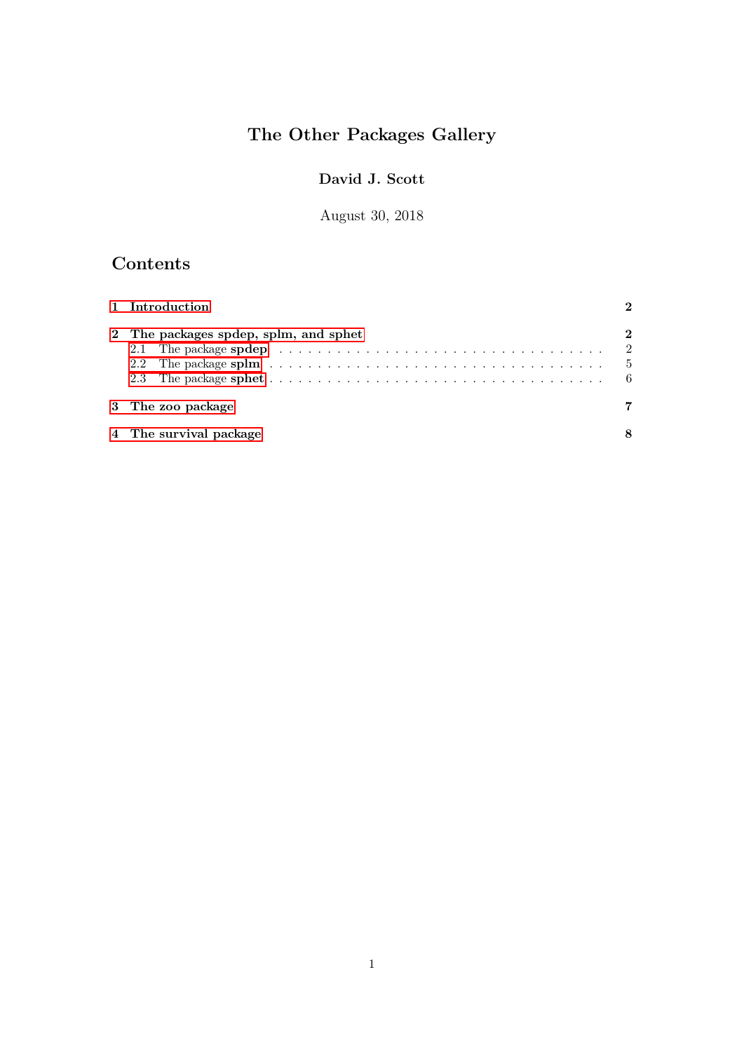# The Other Packages Gallery

**David J. Scott**

August 30, 2018

## Contents

**1 Introduction** **2**

**2 The packages spdep, splm, and sphet** **2**

- 2.1 The package **spdep** . . . . . . . . . . 2
- 2.2 The package **splm** . . . . . . . . . . 5
- 2.3 The package **sphet** . . . . . . . . . . 6

**3 The zoo package** **7**

**4 The survival package** **8**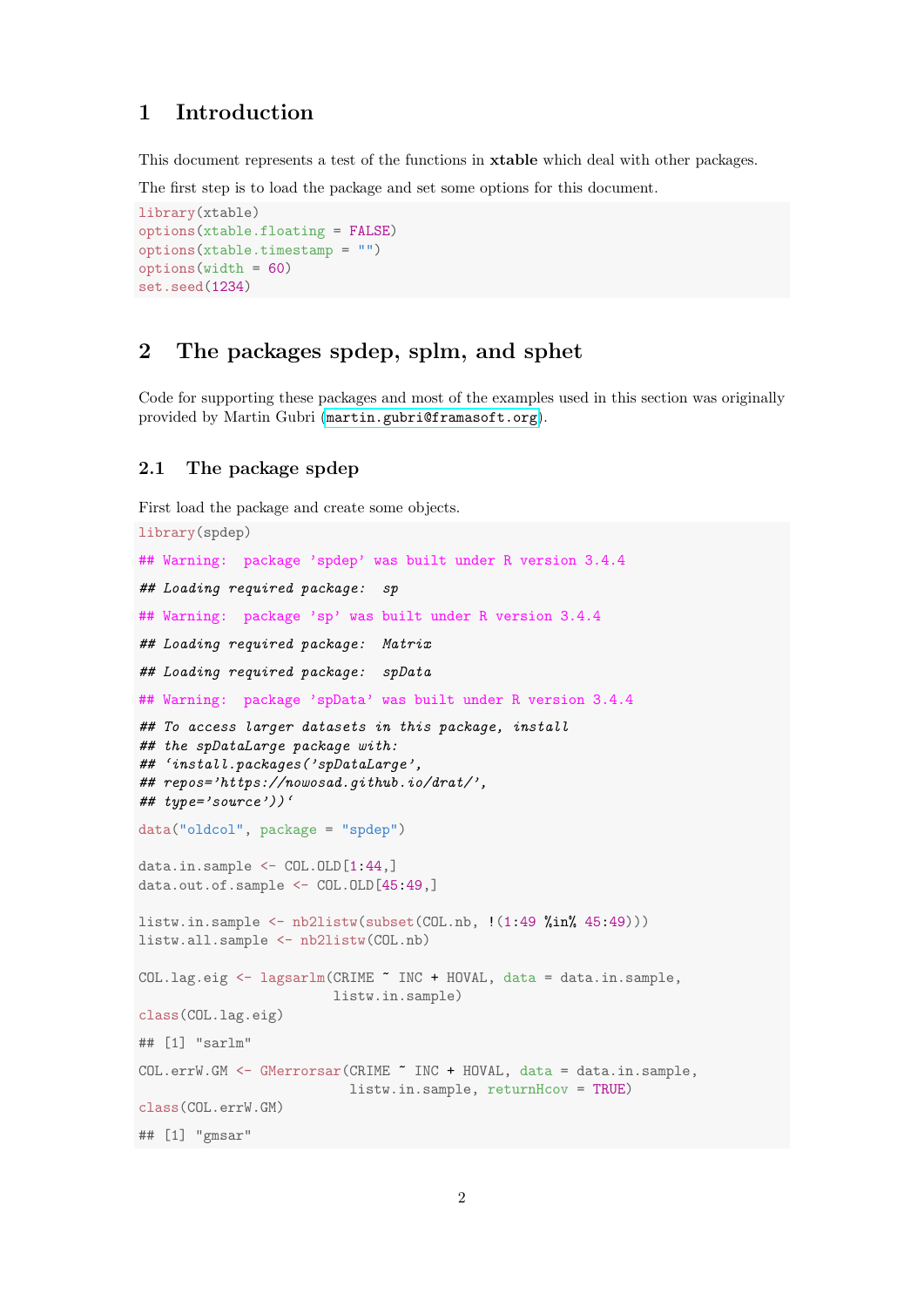# 1 Introduction

This document represents a test of the functions in **xtable** which deal with other packages.

The first step is to load the package and set some options for this document.

```
library(xtable)
options(xtable.floating = FALSE)
options(xtable.timestamp = "")
options(width = 60)
set.seed(1234)
```

# 2 The packages spdep, splm, and sphet

Code for supporting these packages and most of the examples used in this section was originally provided by Martin Gubri (martin.gubri@framasoft.org).

## 2.1 The package spdep

First load the package and create some objects.

```
library(spdep)

## Warning:  package 'spdep' was built under R version 3.4.4

## Loading required package:  sp

## Warning:  package 'sp' was built under R version 3.4.4

## Loading required package:  Matrix

## Loading required package:  spData

## Warning:  package 'spData' was built under R version 3.4.4

## To access larger datasets in this package, install
## the spDataLarge package with:
## `install.packages('spDataLarge',
## repos='https://nowosad.github.io/drat/',
## type='source'))`

data("oldcol", package = "spdep")

data.in.sample <- COL.OLD[1:44,]
data.out.of.sample <- COL.OLD[45:49,]

listw.in.sample <- nb2listw(subset(COL.nb, !(1:49 %in% 45:49)))
listw.all.sample <- nb2listw(COL.nb)

COL.lag.eig <- lagsarlm(CRIME ~ INC + HOVAL, data = data.in.sample,
                        listw.in.sample)
class(COL.lag.eig)

## [1] "sarlm"

COL.errW.GM <- GMerrorsar(CRIME ~ INC + HOVAL, data = data.in.sample,
                          listw.in.sample, returnHcov = TRUE)
class(COL.errW.GM)

## [1] "gmsar"
```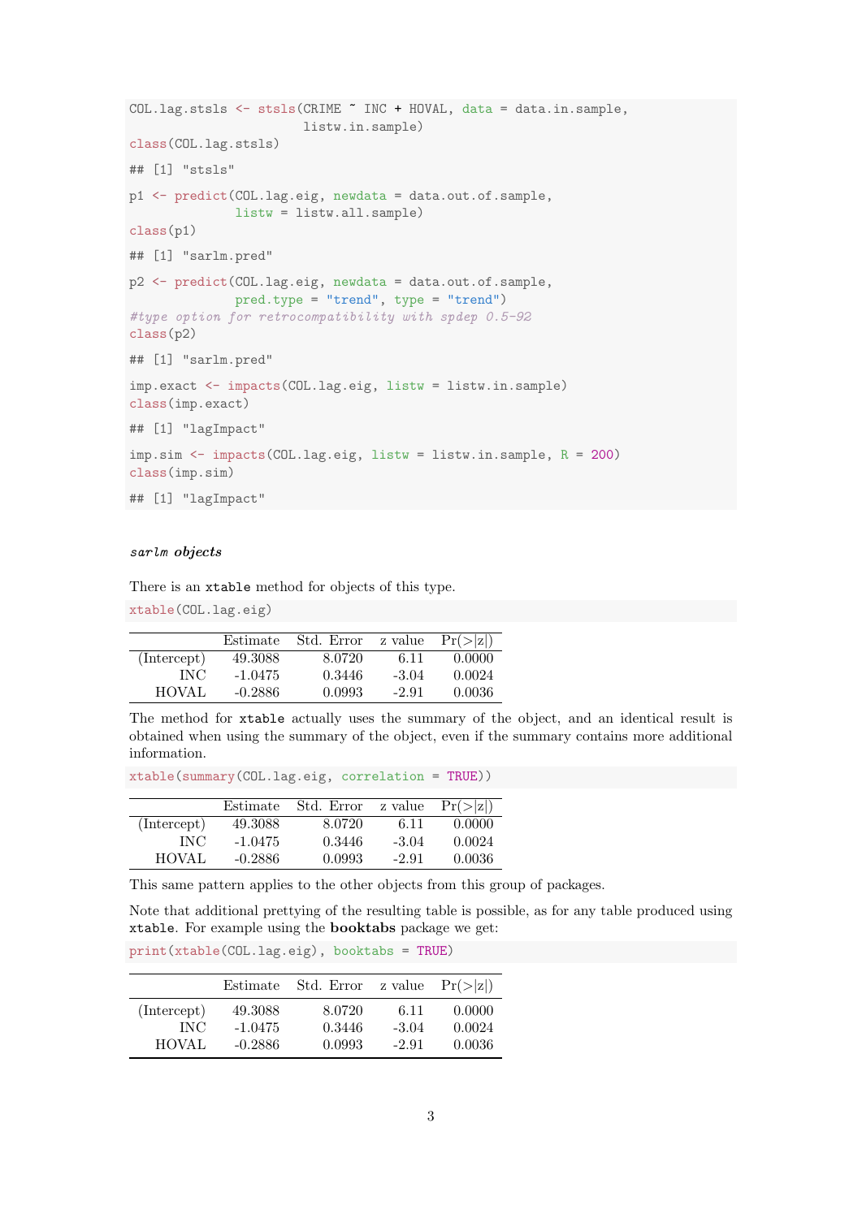```r
COL.lag.stsls <- stsls(CRIME ~ INC + HOVAL, data = data.in.sample,
                       listw.in.sample)
class(COL.lag.stsls)
```

```
## [1] "stsls"
```

```r
p1 <- predict(COL.lag.eig, newdata = data.out.of.sample,
              listw = listw.all.sample)
class(p1)
```

```
## [1] "sarlm.pred"
```

```r
p2 <- predict(COL.lag.eig, newdata = data.out.of.sample,
              pred.type = "trend", type = "trend")
#type option for retrocompatibility with spdep 0.5-92
class(p2)
```

```
## [1] "sarlm.pred"
```

```r
imp.exact <- impacts(COL.lag.eig, listw = listw.in.sample)
class(imp.exact)
```

```
## [1] "lagImpact"
```

```r
imp.sim <- impacts(COL.lag.eig, listw = listw.in.sample, R = 200)
class(imp.sim)
```

```
## [1] "lagImpact"
```

#### *sarlm* objects

There is an `xtable` method for objects of this type.

```r
xtable(COL.lag.eig)
```

| | Estimate | Std. Error | z value | Pr(>\|z\|) |
|---|---|---|---|---|
| (Intercept) | 49.3088 | 8.0720 | 6.11 | 0.0000 |
| INC | -1.0475 | 0.3446 | -3.04 | 0.0024 |
| HOVAL | -0.2886 | 0.0993 | -2.91 | 0.0036 |

The method for `xtable` actually uses the summary of the object, and an identical result is obtained when using the summary of the object, even if the summary contains more additional information.

```r
xtable(summary(COL.lag.eig, correlation = TRUE))
```

| | Estimate | Std. Error | z value | Pr(>\|z\|) |
|---|---|---|---|---|
| (Intercept) | 49.3088 | 8.0720 | 6.11 | 0.0000 |
| INC | -1.0475 | 0.3446 | -3.04 | 0.0024 |
| HOVAL | -0.2886 | 0.0993 | -2.91 | 0.0036 |

This same pattern applies to the other objects from this group of packages.

Note that additional prettying of the resulting table is possible, as for any table produced using `xtable`. For example using the **booktabs** package we get:

```r
print(xtable(COL.lag.eig), booktabs = TRUE)
```

| | Estimate | Std. Error | z value | Pr(>\|z\|) |
|---|---|---|---|---|
| (Intercept) | 49.3088 | 8.0720 | 6.11 | 0.0000 |
| INC | -1.0475 | 0.3446 | -3.04 | 0.0024 |
| HOVAL | -0.2886 | 0.0993 | -2.91 | 0.0036 |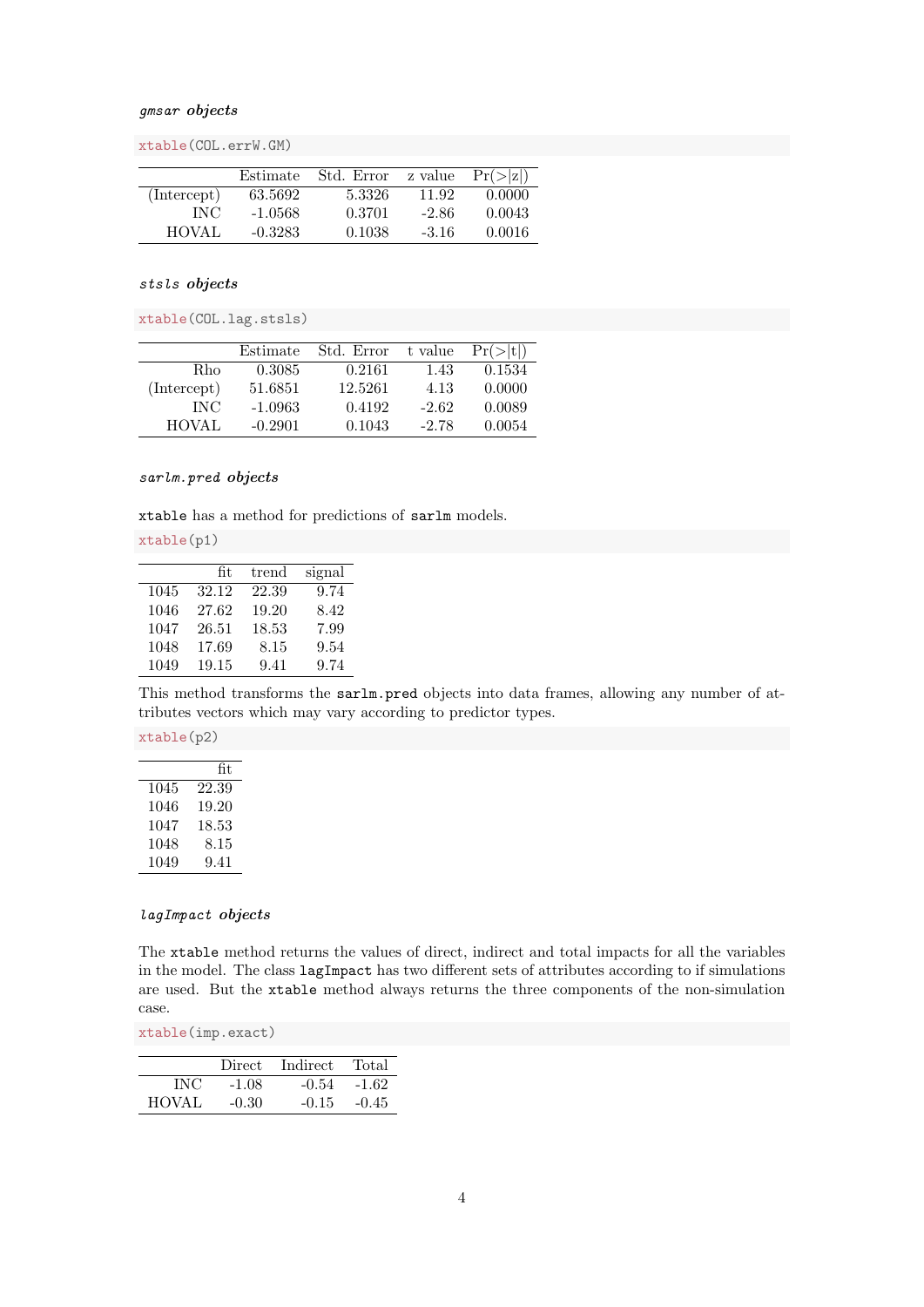#### *gmsar objects*

```
xtable(COL.errW.GM)
```

| | Estimate | Std. Error | z value | Pr(>\|z\|) |
|---|---|---|---|---|
| (Intercept) | 63.5692 | 5.3326 | 11.92 | 0.0000 |
| INC | -1.0568 | 0.3701 | -2.86 | 0.0043 |
| HOVAL | -0.3283 | 0.1038 | -3.16 | 0.0016 |

#### *stsls objects*

```
xtable(COL.lag.stsls)
```

| | Estimate | Std. Error | t value | Pr(>\|t\|) |
|---|---|---|---|---|
| Rho | 0.3085 | 0.2161 | 1.43 | 0.1534 |
| (Intercept) | 51.6851 | 12.5261 | 4.13 | 0.0000 |
| INC | -1.0963 | 0.4192 | -2.62 | 0.0089 |
| HOVAL | -0.2901 | 0.1043 | -2.78 | 0.0054 |

#### *sarlm.pred objects*

`xtable` has a method for predictions of `sarlm` models.

```
xtable(p1)
```

| | fit | trend | signal |
|---|---|---|---|
| 1045 | 32.12 | 22.39 | 9.74 |
| 1046 | 27.62 | 19.20 | 8.42 |
| 1047 | 26.51 | 18.53 | 7.99 |
| 1048 | 17.69 | 8.15 | 9.54 |
| 1049 | 19.15 | 9.41 | 9.74 |

This method transforms the `sarlm.pred` objects into data frames, allowing any number of attributes vectors which may vary according to predictor types.

```
xtable(p2)
```

| | fit |
|---|---|
| 1045 | 22.39 |
| 1046 | 19.20 |
| 1047 | 18.53 |
| 1048 | 8.15 |
| 1049 | 9.41 |

#### *lagImpact objects*

The `xtable` method returns the values of direct, indirect and total impacts for all the variables in the model. The class `lagImpact` has two different sets of attributes according to if simulations are used. But the `xtable` method always returns the three components of the non-simulation case.

```
xtable(imp.exact)
```

| | Direct | Indirect | Total |
|---|---|---|---|
| INC | -1.08 | -0.54 | -1.62 |
| HOVAL | -0.30 | -0.15 | -0.45 |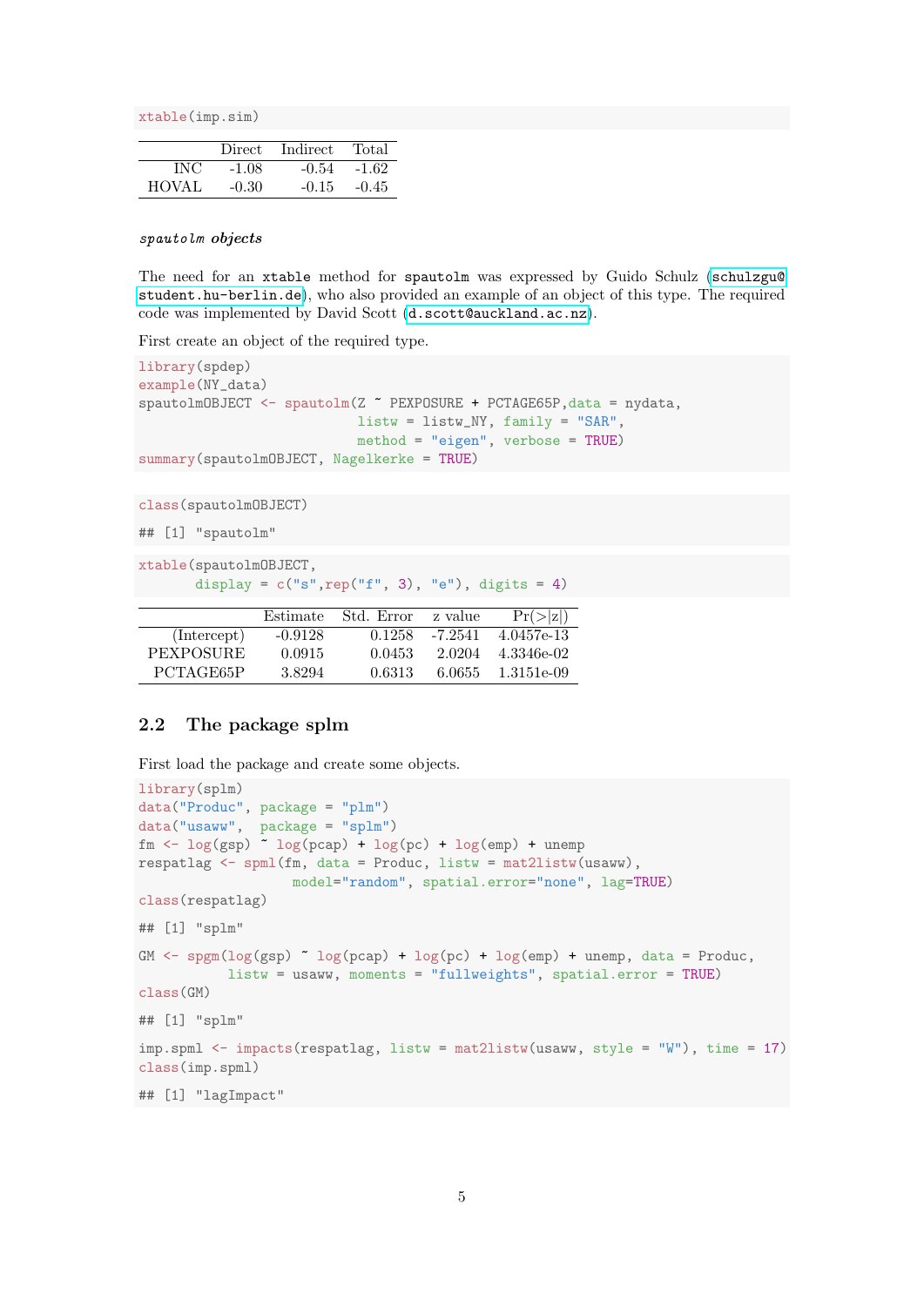```
xtable(imp.sim)
```

| | Direct | Indirect | Total |
|---|---|---|---|
| INC | -1.08 | -0.54 | -1.62 |
| HOVAL | -0.30 | -0.15 | -0.45 |

### *spautolm objects*

The need for an `xtable` method for `spautolm` was expressed by Guido Schulz (`schulzgu@student.hu-berlin.de`), who also provided an example of an object of this type. The required code was implemented by David Scott (`d.scott@auckland.ac.nz`).

First create an object of the required type.

```
library(spdep)
example(NY_data)
spautolmOBJECT <- spautolm(Z ~ PEXPOSURE + PCTAGE65P,data = nydata,
                           listw = listw_NY, family = "SAR",
                           method = "eigen", verbose = TRUE)
summary(spautolmOBJECT, Nagelkerke = TRUE)
```

```
class(spautolmOBJECT)

## [1] "spautolm"
```

```
xtable(spautolmOBJECT,
       display = c("s",rep("f", 3), "e"), digits = 4)
```

| | Estimate | Std. Error | z value | Pr(>\|z\|) |
|---|---|---|---|---|
| (Intercept) | -0.9128 | 0.1258 | -7.2541 | 4.0457e-13 |
| PEXPOSURE | 0.0915 | 0.0453 | 2.0204 | 4.3346e-02 |
| PCTAGE65P | 3.8294 | 0.6313 | 6.0655 | 1.3151e-09 |

## 2.2 The package splm

First load the package and create some objects.

```
library(splm)
data("Produc", package = "plm")
data("usaww",  package = "splm")
fm <- log(gsp) ~ log(pcap) + log(pc) + log(emp) + unemp
respatlag <- spml(fm, data = Produc, listw = mat2listw(usaww),
                  model="random", spatial.error="none", lag=TRUE)
class(respatlag)

## [1] "splm"

GM <- spgm(log(gsp) ~ log(pcap) + log(pc) + log(emp) + unemp, data = Produc,
           listw = usaww, moments = "fullweights", spatial.error = TRUE)
class(GM)

## [1] "splm"

imp.spml <- impacts(respatlag, listw = mat2listw(usaww, style = "W"), time = 17)
class(imp.spml)

## [1] "lagImpact"
```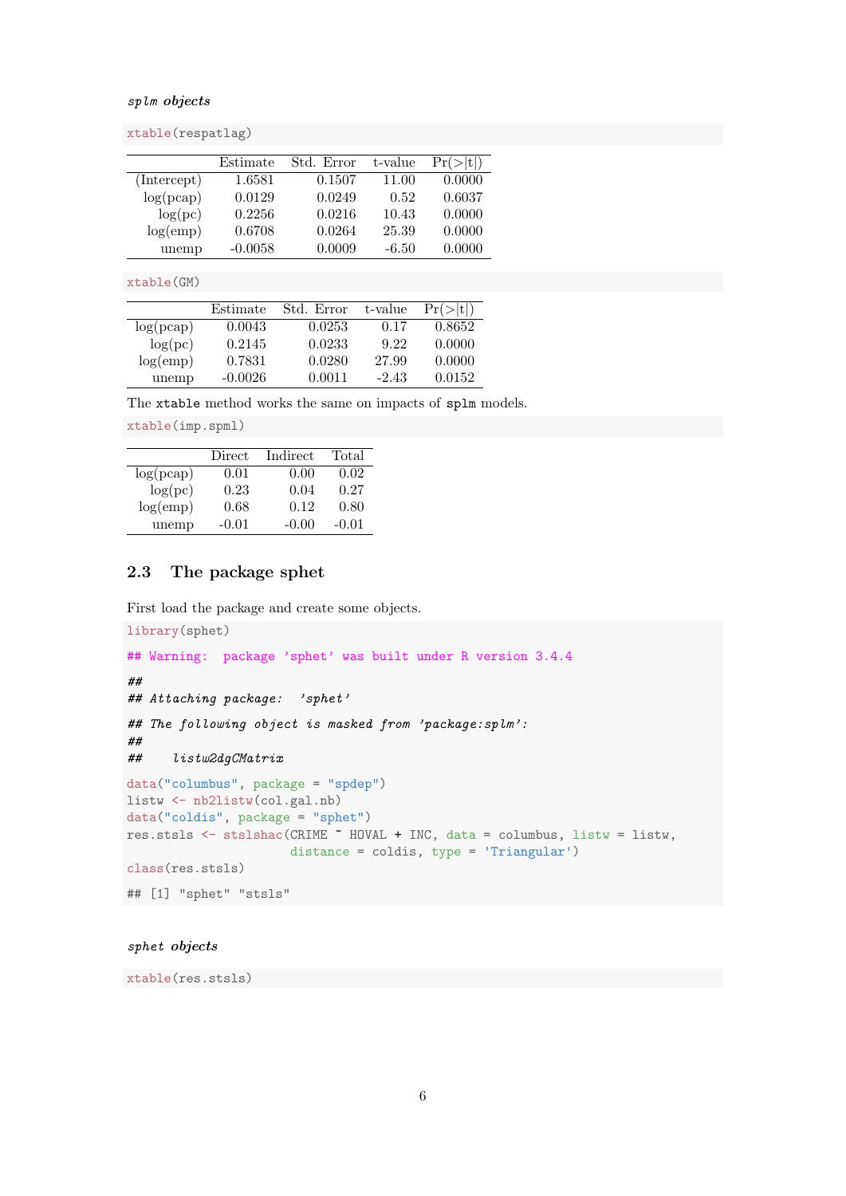*splm objects*

```
xtable(respatlag)
```

|  | Estimate | Std. Error | t-value | Pr(>\|t\|) |
|---|---|---|---|---|
| (Intercept) | 1.6581 | 0.1507 | 11.00 | 0.0000 |
| log(pcap) | 0.0129 | 0.0249 | 0.52 | 0.6037 |
| log(pc) | 0.2256 | 0.0216 | 10.43 | 0.0000 |
| log(emp) | 0.6708 | 0.0264 | 25.39 | 0.0000 |
| unemp | -0.0058 | 0.0009 | -6.50 | 0.0000 |

```
xtable(GM)
```

|  | Estimate | Std. Error | t-value | Pr(>\|t\|) |
|---|---|---|---|---|
| log(pcap) | 0.0043 | 0.0253 | 0.17 | 0.8652 |
| log(pc) | 0.2145 | 0.0233 | 9.22 | 0.0000 |
| log(emp) | 0.7831 | 0.0280 | 27.99 | 0.0000 |
| unemp | -0.0026 | 0.0011 | -2.43 | 0.0152 |

The `xtable` method works the same on impacts of `splm` models.

```
xtable(imp.spml)
```

|  | Direct | Indirect | Total |
|---|---|---|---|
| log(pcap) | 0.01 | 0.00 | 0.02 |
| log(pc) | 0.23 | 0.04 | 0.27 |
| log(emp) | 0.68 | 0.12 | 0.80 |
| unemp | -0.01 | -0.00 | -0.01 |

## 2.3 The package sphet

First load the package and create some objects.

```
library(sphet)

## Warning:  package 'sphet' was built under R version 3.4.4

##
## Attaching package:  'sphet'

## The following object is masked from 'package:splm':
##
##     listw2dgCMatrix

data("columbus", package = "spdep")
listw <- nb2listw(col.gal.nb)
data("coldis", package = "sphet")
res.stsls <- stslshac(CRIME ~ HOVAL + INC, data = columbus, listw = listw,
                      distance = coldis, type = 'Triangular')
class(res.stsls)

## [1] "sphet" "stsls"
```

*sphet objects*

```
xtable(res.stsls)
```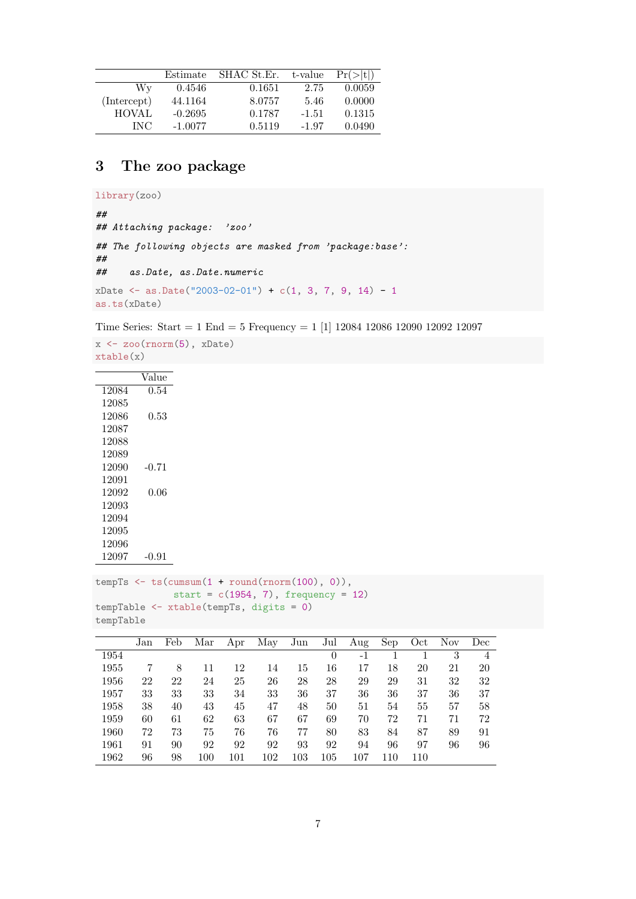|  | Estimate | SHAC St.Er. | t-value | Pr(>\|t\|) |
|---|---|---|---|---|
| Wy | 0.4546 | 0.1651 | 2.75 | 0.0059 |
| (Intercept) | 44.1164 | 8.0757 | 5.46 | 0.0000 |
| HOVAL | -0.2695 | 0.1787 | -1.51 | 0.1315 |
| INC | -1.0077 | 0.5119 | -1.97 | 0.0490 |

## 3 The zoo package

```
library(zoo)

##
## Attaching package:  'zoo'

## The following objects are masked from 'package:base':
##
##     as.Date, as.Date.numeric

xDate <- as.Date("2003-02-01") + c(1, 3, 7, 9, 14) - 1
as.ts(xDate)
```

Time Series: Start = 1 End = 5 Frequency = 1 [1] 12084 12086 12090 12092 12097

```
x <- zoo(rnorm(5), xDate)
xtable(x)
```

|  | Value |
|---|---|
| 12084 | 0.54 |
| 12085 |  |
| 12086 | 0.53 |
| 12087 |  |
| 12088 |  |
| 12089 |  |
| 12090 | -0.71 |
| 12091 |  |
| 12092 | 0.06 |
| 12093 |  |
| 12094 |  |
| 12095 |  |
| 12096 |  |
| 12097 | -0.91 |

```
tempTs <- ts(cumsum(1 + round(rnorm(100), 0)),
             start = c(1954, 7), frequency = 12)
tempTable <- xtable(tempTs, digits = 0)
tempTable
```

|  | Jan | Feb | Mar | Apr | May | Jun | Jul | Aug | Sep | Oct | Nov | Dec |
|---|---|---|---|---|---|---|---|---|---|---|---|---|
| 1954 |  |  |  |  |  |  | 0 | -1 | 1 | 1 | 3 | 4 |
| 1955 | 7 | 8 | 11 | 12 | 14 | 15 | 16 | 17 | 18 | 20 | 21 | 20 |
| 1956 | 22 | 22 | 24 | 25 | 26 | 28 | 28 | 29 | 29 | 31 | 32 | 32 |
| 1957 | 33 | 33 | 33 | 34 | 33 | 36 | 37 | 36 | 36 | 37 | 36 | 37 |
| 1958 | 38 | 40 | 43 | 45 | 47 | 48 | 50 | 51 | 54 | 55 | 57 | 58 |
| 1959 | 60 | 61 | 62 | 63 | 67 | 67 | 69 | 70 | 72 | 71 | 71 | 72 |
| 1960 | 72 | 73 | 75 | 76 | 76 | 77 | 80 | 83 | 84 | 87 | 89 | 91 |
| 1961 | 91 | 90 | 92 | 92 | 92 | 93 | 92 | 94 | 96 | 97 | 96 | 96 |
| 1962 | 96 | 98 | 100 | 101 | 102 | 103 | 105 | 107 | 110 | 110 |  |  |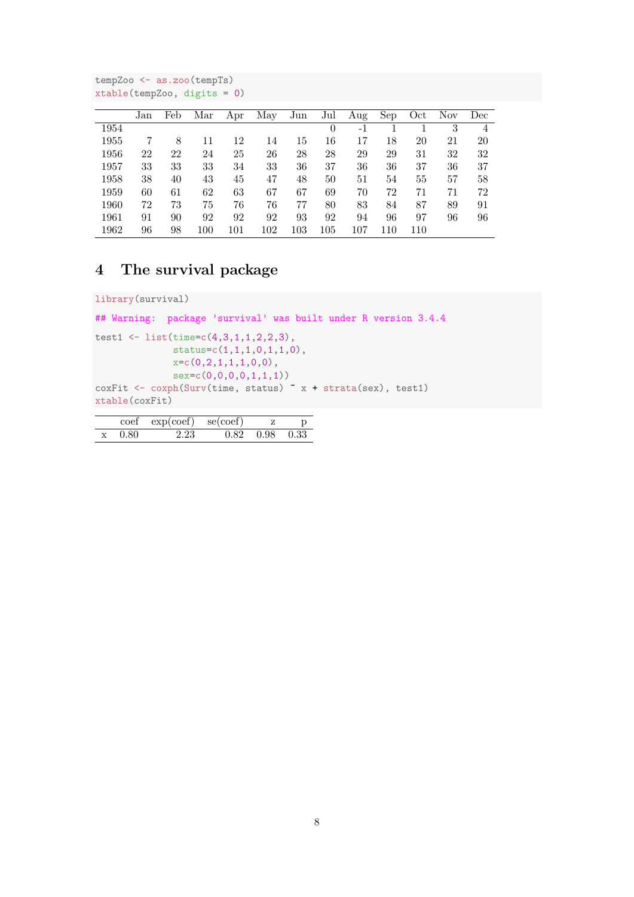```
tempZoo <- as.zoo(tempTs)
xtable(tempZoo, digits = 0)
```

| | Jan | Feb | Mar | Apr | May | Jun | Jul | Aug | Sep | Oct | Nov | Dec |
|---|---|---|---|---|---|---|---|---|---|---|---|---|
| 1954 | | | | | | | 0 | -1 | 1 | 1 | 3 | 4 |
| 1955 | 7 | 8 | 11 | 12 | 14 | 15 | 16 | 17 | 18 | 20 | 21 | 20 |
| 1956 | 22 | 22 | 24 | 25 | 26 | 28 | 28 | 29 | 29 | 31 | 32 | 32 |
| 1957 | 33 | 33 | 33 | 34 | 33 | 36 | 37 | 36 | 36 | 37 | 36 | 37 |
| 1958 | 38 | 40 | 43 | 45 | 47 | 48 | 50 | 51 | 54 | 55 | 57 | 58 |
| 1959 | 60 | 61 | 62 | 63 | 67 | 67 | 69 | 70 | 72 | 71 | 71 | 72 |
| 1960 | 72 | 73 | 75 | 76 | 76 | 77 | 80 | 83 | 84 | 87 | 89 | 91 |
| 1961 | 91 | 90 | 92 | 92 | 92 | 93 | 92 | 94 | 96 | 97 | 96 | 96 |
| 1962 | 96 | 98 | 100 | 101 | 102 | 103 | 105 | 107 | 110 | 110 | | |

## 4 The survival package

```
library(survival)

## Warning:  package 'survival' was built under R version 3.4.4

test1 <- list(time=c(4,3,1,1,2,2,3),
              status=c(1,1,1,0,1,1,0),
              x=c(0,2,1,1,1,0,0),
              sex=c(0,0,0,0,1,1,1))
coxFit <- coxph(Surv(time, status) ~ x + strata(sex), test1)
xtable(coxFit)
```

| | coef | exp(coef) | se(coef) | z | p |
|---|---|---|---|---|---|
| x | 0.80 | 2.23 | 0.82 | 0.98 | 0.33 |